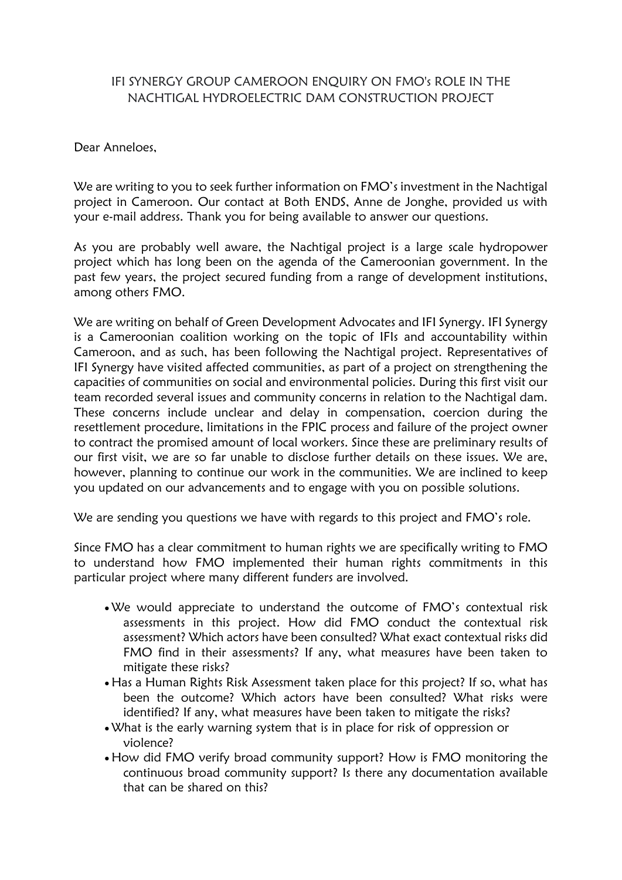# IFI SYNERGY GROUP CAMEROON ENQUIRY ON FMO's ROLE IN THE NACHTIGAL HYDROELECTRIC DAM CONSTRUCTION PROJECT

Dear Anneloes,

We are writing to you to seek further information on FMO's investment in the Nachtigal project in Cameroon. Our contact at Both ENDS, Anne de Jonghe, provided us with your e-mail address. Thank you for being available to answer our questions.

As you are probably well aware, the Nachtigal project is a large scale hydropower project which has long been on the agenda of the Cameroonian government. In the past few years, the project secured funding from a range of development institutions, among others FMO.

We are writing on behalf of Green Development Advocates and IFI Synergy. IFI Synergy is a Cameroonian coalition working on the topic of IFIs and accountability within Cameroon, and as such, has been following the Nachtigal project. Representatives of IFI Synergy have visited affected communities, as part of a project on strengthening the capacities of communities on social and environmental policies. During this first visit our team recorded several issues and community concerns in relation to the Nachtigal dam. These concerns include unclear and delay in compensation, coercion during the resettlement procedure, limitations in the FPIC process and failure of the project owner to contract the promised amount of local workers. Since these are preliminary results of our first visit, we are so far unable to disclose further details on these issues. We are, however, planning to continue our work in the communities. We are inclined to keep you updated on our advancements and to engage with you on possible solutions.

We are sending you questions we have with regards to this project and FMO's role.

Since FMO has a clear commitment to human rights we are specifically writing to FMO to understand how FMO implemented their human rights commitments in this particular project where many different funders are involved.

- We would appreciate to understand the outcome of FMO's contextual risk assessments in this project. How did FMO conduct the contextual risk assessment? Which actors have been consulted? What exact contextual risks did FMO find in their assessments? If any, what measures have been taken to mitigate these risks?
- Has a Human Rights Risk Assessment taken place for this project? If so, what has been the outcome? Which actors have been consulted? What risks were identified? If any, what measures have been taken to mitigate the risks?
- What is the early warning system that is in place for risk of oppression or violence?
- How did FMO verify broad community support? How is FMO monitoring the continuous broad community support? Is there any documentation available that can be shared on this?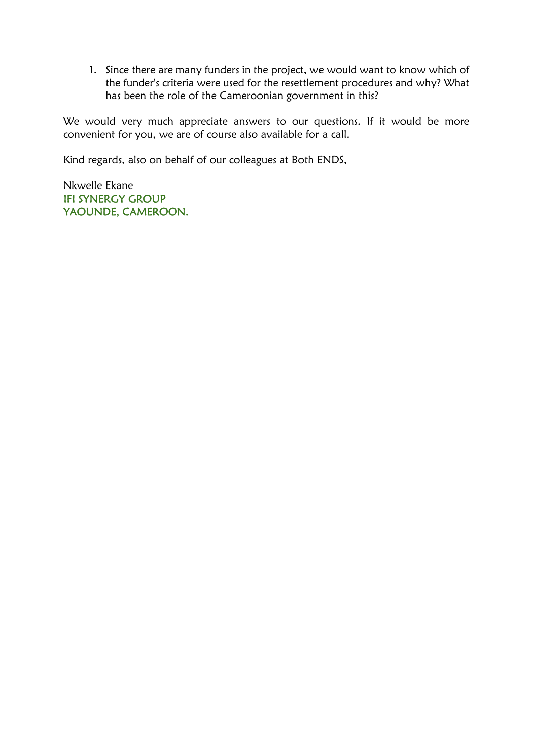1. Since there are many funders in the project, we would want to know which of the funder's criteria were used for the resettlement procedures and why? What has been the role of the Cameroonian government in this?

We would very much appreciate answers to our questions. If it would be more convenient for you, we are of course also available for a call.

Kind regards, also on behalf of our colleagues at Both ENDS,

Nkwelle Ekane
IFI SYNERGY GROUP
YAOUNDE, CAMEROON.